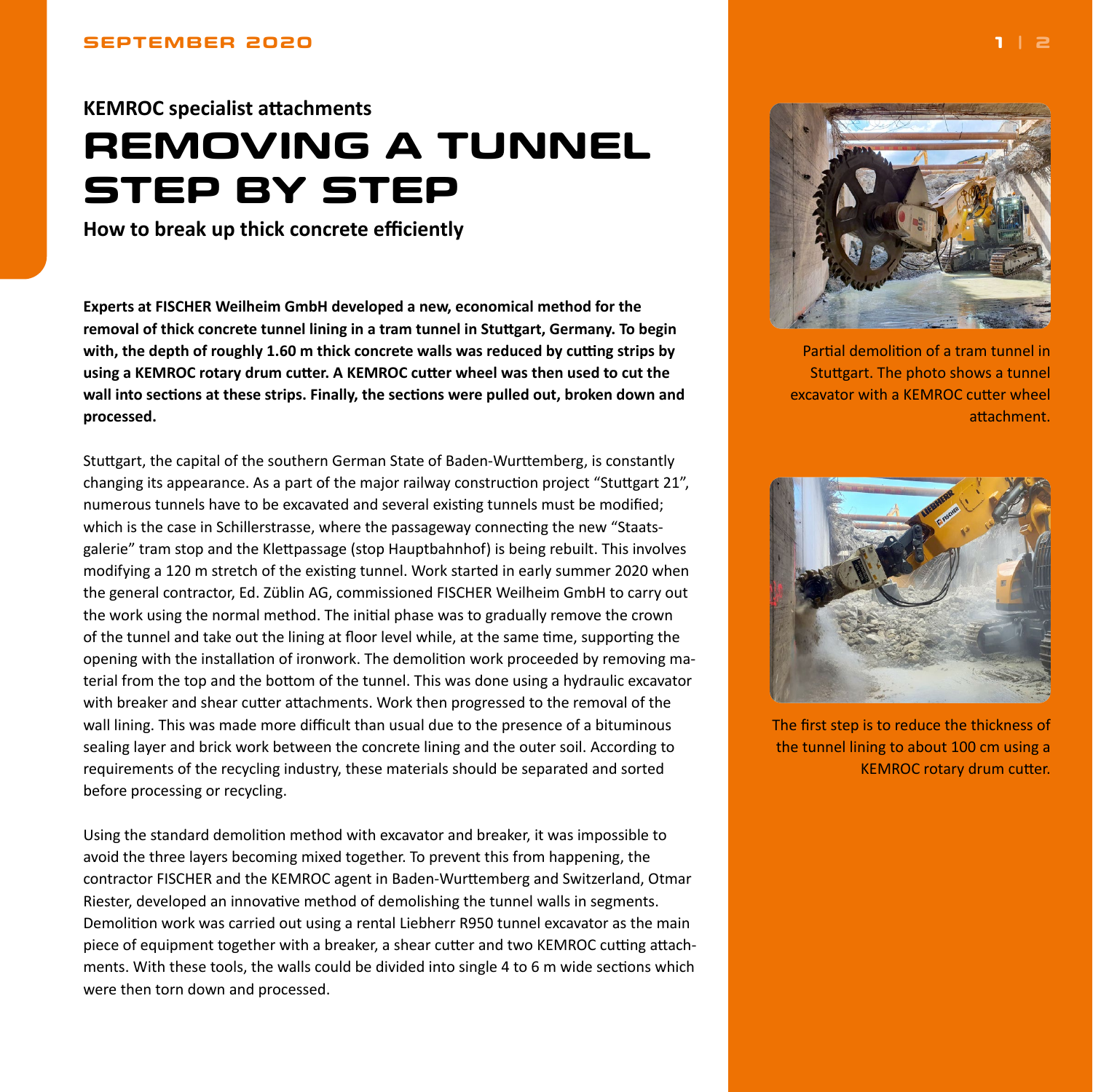KEMROC specialist attachments

# REMOVING A TUNNEL STEP BY STEP

**How to break up thick concrete efficiently**

**Experts at FISCHER Weilheim GmbH developed a new, economical method for the removal of thick concrete tunnel lining in a tram tunnel in Stuttgart, Germany. To begin with, the depth of roughly 1.60 m thick concrete walls was reduced by cutting strips by using a KEMROC rotary drum cutter. A KEMROC cutter wheel was then used to cut the wall into sections at these strips. Finally, the sections were pulled out, broken down and processed.**

Stuttgart, the capital of the southern German State of Baden-Wurttemberg, is constantly changing its appearance. As a part of the major railway construction project "Stuttgart 21", numerous tunnels have to be excavated and several existing tunnels must be modified; which is the case in Schillerstrasse, where the passageway connecting the new "Staatsgalerie" tram stop and the Klettpassage (stop Hauptbahnhof) is being rebuilt. This involves modifying a 120 m stretch of the existing tunnel. Work started in early summer 2020 when the general contractor, Ed. Züblin AG, commissioned FISCHER Weilheim GmbH to carry out the work using the normal method. The initial phase was to gradually remove the crown of the tunnel and take out the lining at floor level while, at the same time, supporting the opening with the installation of ironwork. The demolition work proceeded by removing material from the top and the bottom of the tunnel. This was done using a hydraulic excavator with breaker and shear cutter attachments. Work then progressed to the removal of the wall lining. This was made more difficult than usual due to the presence of a bituminous sealing layer and brick work between the concrete lining and the outer soil. According to requirements of the recycling industry, these materials should be separated and sorted before processing or recycling.

Using the standard demolition method with excavator and breaker, it was impossible to avoid the three layers becoming mixed together. To prevent this from happening, the contractor FISCHER and the KEMROC agent in Baden-Wurttemberg and Switzerland, Otmar Riester, developed an innovative method of demolishing the tunnel walls in segments. Demolition work was carried out using a rental Liebherr R950 tunnel excavator as the main piece of equipment together with a breaker, a shear cutter and two KEMROC cutting attachments. With these tools, the walls could be divided into single 4 to 6 m wide sections which were then torn down and processed.

Partial demolition of a tram tunnel in Stuttgart. The photo shows a tunnel excavator with a KEMROC cutter wheel attachment.

The first step is to reduce the thickness of the tunnel lining to about 100 cm using a KEMROC rotary drum cutter.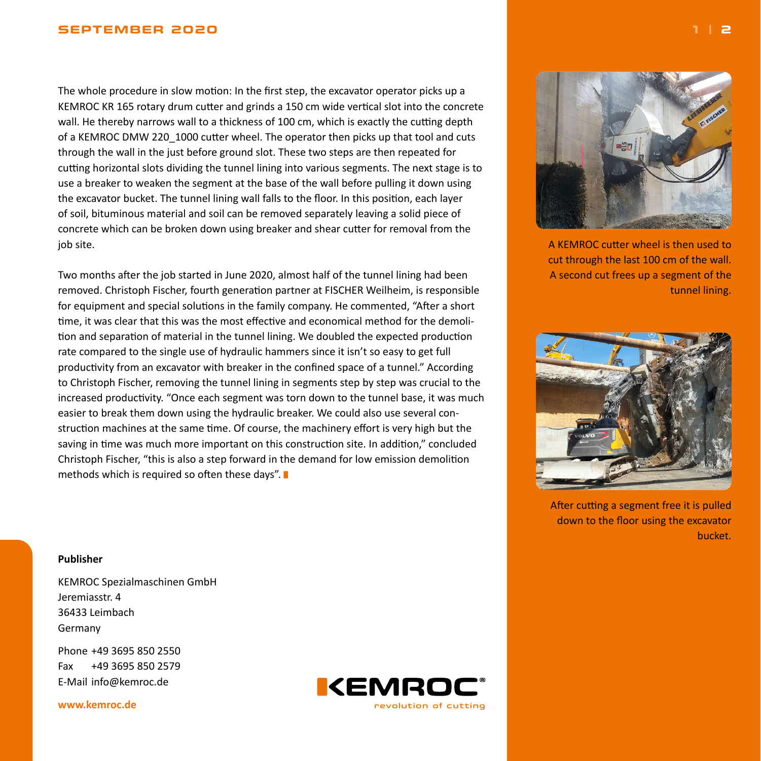The whole procedure in slow motion: In the first step, the excavator operator picks up a KEMROC KR 165 rotary drum cutter and grinds a 150 cm wide vertical slot into the concrete wall. He thereby narrows wall to a thickness of 100 cm, which is exactly the cutting depth of a KEMROC DMW 220_1000 cutter wheel. The operator then picks up that tool and cuts through the wall in the just before ground slot. These two steps are then repeated for cutting horizontal slots dividing the tunnel lining into various segments. The next stage is to use a breaker to weaken the segment at the base of the wall before pulling it down using the excavator bucket. The tunnel lining wall falls to the floor. In this position, each layer of soil, bituminous material and soil can be removed separately leaving a solid piece of concrete which can be broken down using breaker and shear cutter for removal from the job site.

Two months after the job started in June 2020, almost half of the tunnel lining had been removed. Christoph Fischer, fourth generation partner at FISCHER Weilheim, is responsible for equipment and special solutions in the family company. He commented, "After a short time, it was clear that this was the most effective and economical method for the demolition and separation of material in the tunnel lining. We doubled the expected production rate compared to the single use of hydraulic hammers since it isn't so easy to get full productivity from an excavator with breaker in the confined space of a tunnel." According to Christoph Fischer, removing the tunnel lining in segments step by step was crucial to the increased productivity. "Once each segment was torn down to the tunnel base, it was much easier to break them down using the hydraulic breaker. We could also use several construction machines at the same time. Of course, the machinery effort is very high but the saving in time was much more important on this construction site. In addition," concluded Christoph Fischer, "this is also a step forward in the demand for low emission demolition methods which is required so often these days".

A KEMROC cutter wheel is then used to cut through the last 100 cm of the wall. A second cut frees up a segment of the tunnel lining.

After cutting a segment free it is pulled down to the floor using the excavator bucket.

**Publisher**

KEMROC Spezialmaschinen GmbH
Jeremiasstr. 4
36433 Leimbach
Germany

Phone +49 3695 850 2550
Fax +49 3695 850 2579
E-Mail info@kemroc.de

**www.kemroc.de**

KEMROC®
revolution of cutting